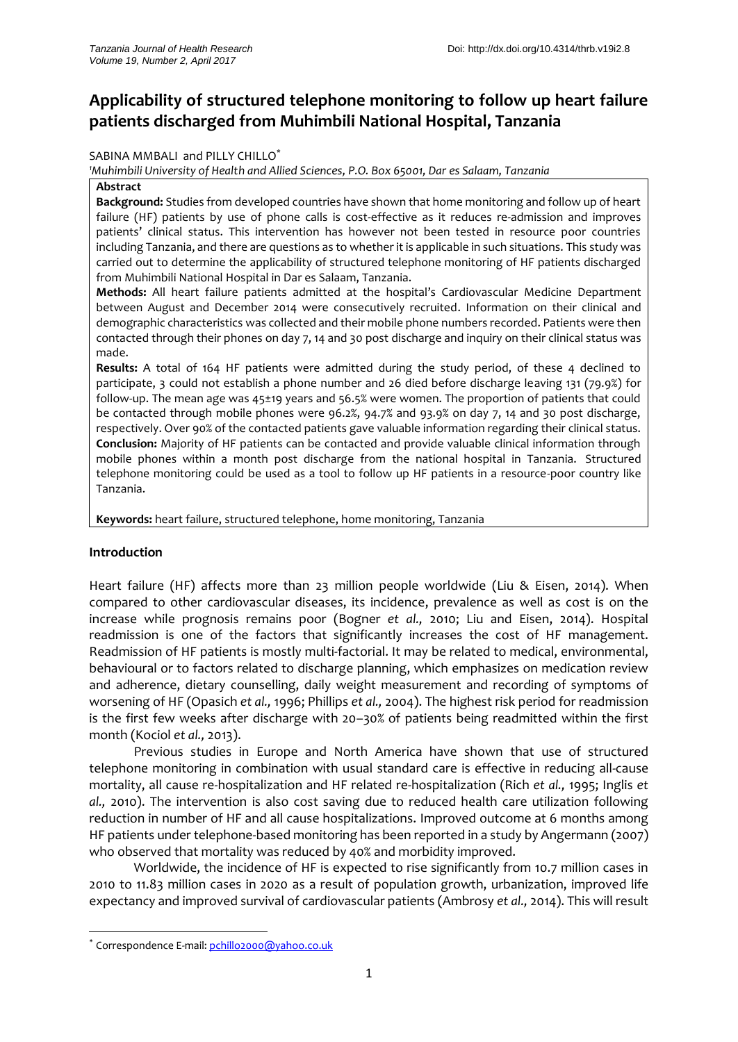# Applicability of structured telephone monitoring to follow up heart failure patients discharged from Muhimbili National Hospital, Tanzania

SABINA MMBALI and PILLY CHILLO*

[1]*Muhimbili University of Health and Allied Sciences, P.O. Box 65001, Dar es Salaam, Tanzania*

**Abstract**

**Background:** Studies from developed countries have shown that home monitoring and follow up of heart failure (HF) patients by use of phone calls is cost-effective as it reduces re-admission and improves patients' clinical status. This intervention has however not been tested in resource poor countries including Tanzania, and there are questions as to whether it is applicable in such situations. This study was carried out to determine the applicability of structured telephone monitoring of HF patients discharged from Muhimbili National Hospital in Dar es Salaam, Tanzania.

**Methods:** All heart failure patients admitted at the hospital's Cardiovascular Medicine Department between August and December 2014 were consecutively recruited. Information on their clinical and demographic characteristics was collected and their mobile phone numbers recorded. Patients were then contacted through their phones on day 7, 14 and 30 post discharge and inquiry on their clinical status was made.

**Results:** A total of 164 HF patients were admitted during the study period, of these 4 declined to participate, 3 could not establish a phone number and 26 died before discharge leaving 131 (79.9%) for follow-up. The mean age was 45±19 years and 56.5% were women. The proportion of patients that could be contacted through mobile phones were 96.2%, 94.7% and 93.9% on day 7, 14 and 30 post discharge, respectively. Over 90% of the contacted patients gave valuable information regarding their clinical status.

**Conclusion:** Majority of HF patients can be contacted and provide valuable clinical information through mobile phones within a month post discharge from the national hospital in Tanzania. Structured telephone monitoring could be used as a tool to follow up HF patients in a resource-poor country like Tanzania.

**Keywords:** heart failure, structured telephone, home monitoring, Tanzania

## Introduction

Heart failure (HF) affects more than 23 million people worldwide (Liu & Eisen, 2014). When compared to other cardiovascular diseases, its incidence, prevalence as well as cost is on the increase while prognosis remains poor (Bogner *et al.,* 2010; Liu and Eisen, 2014). Hospital readmission is one of the factors that significantly increases the cost of HF management. Readmission of HF patients is mostly multi-factorial. It may be related to medical, environmental, behavioural or to factors related to discharge planning, which emphasizes on medication review and adherence, dietary counselling, daily weight measurement and recording of symptoms of worsening of HF (Opasich *et al.,* 1996; Phillips *et al.,* 2004). The highest risk period for readmission is the first few weeks after discharge with 20–30% of patients being readmitted within the first month (Kociol *et al.,* 2013).

Previous studies in Europe and North America have shown that use of structured telephone monitoring in combination with usual standard care is effective in reducing all-cause mortality, all cause re-hospitalization and HF related re-hospitalization (Rich *et al.,* 1995; Inglis *et al.,* 2010). The intervention is also cost saving due to reduced health care utilization following reduction in number of HF and all cause hospitalizations. Improved outcome at 6 months among HF patients under telephone-based monitoring has been reported in a study by Angermann (2007) who observed that mortality was reduced by 40% and morbidity improved.

Worldwide, the incidence of HF is expected to rise significantly from 10.7 million cases in 2010 to 11.83 million cases in 2020 as a result of population growth, urbanization, improved life expectancy and improved survival of cardiovascular patients (Ambrosy *et al.,* 2014). This will result

* Correspondence E-mail: pchillo2000@yahoo.co.uk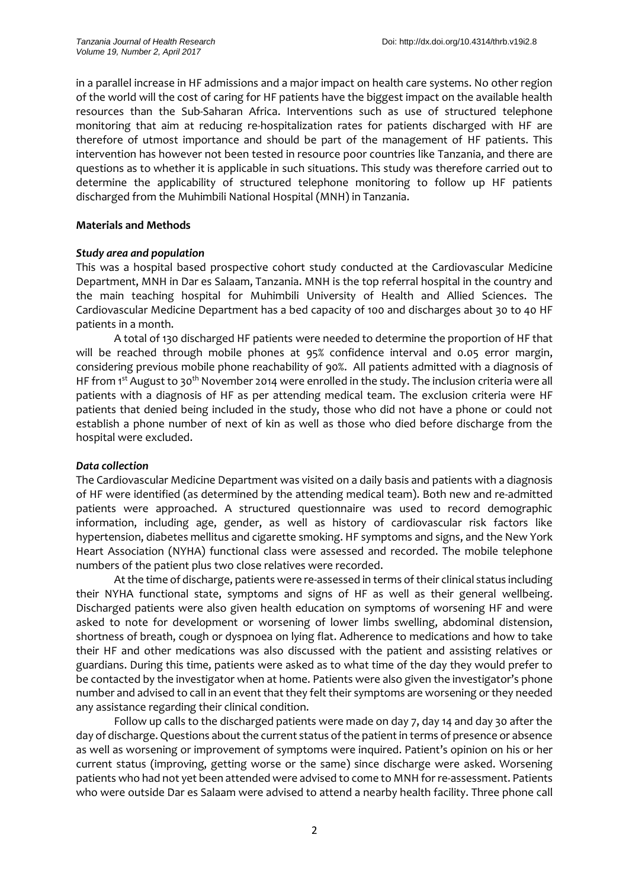in a parallel increase in HF admissions and a major impact on health care systems. No other region of the world will the cost of caring for HF patients have the biggest impact on the available health resources than the Sub-Saharan Africa. Interventions such as use of structured telephone monitoring that aim at reducing re-hospitalization rates for patients discharged with HF are therefore of utmost importance and should be part of the management of HF patients. This intervention has however not been tested in resource poor countries like Tanzania, and there are questions as to whether it is applicable in such situations. This study was therefore carried out to determine the applicability of structured telephone monitoring to follow up HF patients discharged from the Muhimbili National Hospital (MNH) in Tanzania.

## Materials and Methods

### *Study area and population*

This was a hospital based prospective cohort study conducted at the Cardiovascular Medicine Department, MNH in Dar es Salaam, Tanzania. MNH is the top referral hospital in the country and the main teaching hospital for Muhimbili University of Health and Allied Sciences. The Cardiovascular Medicine Department has a bed capacity of 100 and discharges about 30 to 40 HF patients in a month.

A total of 130 discharged HF patients were needed to determine the proportion of HF that will be reached through mobile phones at 95% confidence interval and 0.05 error margin, considering previous mobile phone reachability of 90%. All patients admitted with a diagnosis of HF from 1st August to 30th November 2014 were enrolled in the study. The inclusion criteria were all patients with a diagnosis of HF as per attending medical team. The exclusion criteria were HF patients that denied being included in the study, those who did not have a phone or could not establish a phone number of next of kin as well as those who died before discharge from the hospital were excluded.

### *Data collection*

The Cardiovascular Medicine Department was visited on a daily basis and patients with a diagnosis of HF were identified (as determined by the attending medical team). Both new and re-admitted patients were approached. A structured questionnaire was used to record demographic information, including age, gender, as well as history of cardiovascular risk factors like hypertension, diabetes mellitus and cigarette smoking. HF symptoms and signs, and the New York Heart Association (NYHA) functional class were assessed and recorded. The mobile telephone numbers of the patient plus two close relatives were recorded.

At the time of discharge, patients were re-assessed in terms of their clinical status including their NYHA functional state, symptoms and signs of HF as well as their general wellbeing. Discharged patients were also given health education on symptoms of worsening HF and were asked to note for development or worsening of lower limbs swelling, abdominal distension, shortness of breath, cough or dyspnoea on lying flat. Adherence to medications and how to take their HF and other medications was also discussed with the patient and assisting relatives or guardians. During this time, patients were asked as to what time of the day they would prefer to be contacted by the investigator when at home. Patients were also given the investigator's phone number and advised to call in an event that they felt their symptoms are worsening or they needed any assistance regarding their clinical condition.

Follow up calls to the discharged patients were made on day 7, day 14 and day 30 after the day of discharge. Questions about the current status of the patient in terms of presence or absence as well as worsening or improvement of symptoms were inquired. Patient's opinion on his or her current status (improving, getting worse or the same) since discharge were asked. Worsening patients who had not yet been attended were advised to come to MNH for re-assessment. Patients who were outside Dar es Salaam were advised to attend a nearby health facility. Three phone call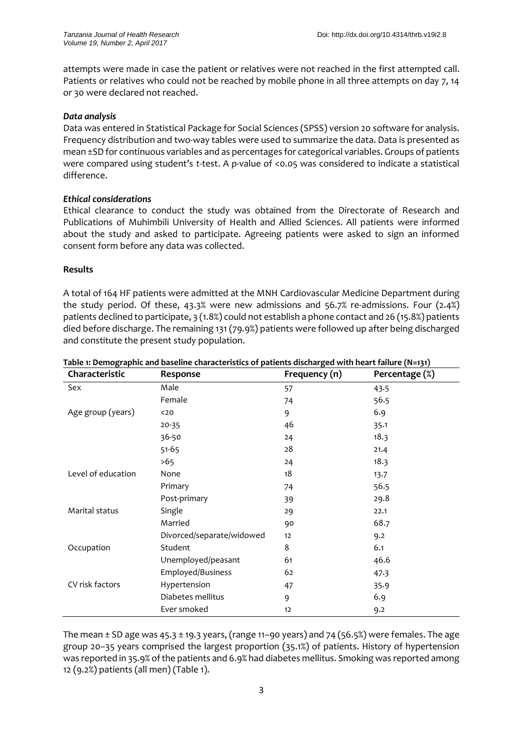attempts were made in case the patient or relatives were not reached in the first attempted call. Patients or relatives who could not be reached by mobile phone in all three attempts on day 7, 14 or 30 were declared not reached.

### *Data analysis*

Data was entered in Statistical Package for Social Sciences (SPSS) version 20 software for analysis. Frequency distribution and two-way tables were used to summarize the data. Data is presented as mean ±SD for continuous variables and as percentages for categorical variables. Groups of patients were compared using student's *t*-test. A *p*-value of <0.05 was considered to indicate a statistical difference.

### *Ethical considerations*

Ethical clearance to conduct the study was obtained from the Directorate of Research and Publications of Muhimbili University of Health and Allied Sciences. All patients were informed about the study and asked to participate. Agreeing patients were asked to sign an informed consent form before any data was collected.

## Results

A total of 164 HF patients were admitted at the MNH Cardiovascular Medicine Department during the study period. Of these, 43.3% were new admissions and 56.7% re-admissions. Four (2.4%) patients declined to participate, 3 (1.8%) could not establish a phone contact and 26 (15.8%) patients died before discharge. The remaining 131 (79.9%) patients were followed up after being discharged and constitute the present study population.

**Table 1: Demographic and baseline characteristics of patients discharged with heart failure (N=131)**

| Characteristic | Response | Frequency (n) | Percentage (%) |
|---|---|---|---|
| Sex | Male | 57 | 43.5 |
| | Female | 74 | 56.5 |
| Age group (years) | <20 | 9 | 6.9 |
| | 20-35 | 46 | 35.1 |
| | 36-50 | 24 | 18.3 |
| | 51-65 | 28 | 21.4 |
| | >65 | 24 | 18.3 |
| Level of education | None | 18 | 13.7 |
| | Primary | 74 | 56.5 |
| | Post-primary | 39 | 29.8 |
| Marital status | Single | 29 | 22.1 |
| | Married | 90 | 68.7 |
| | Divorced/separate/widowed | 12 | 9.2 |
| Occupation | Student | 8 | 6.1 |
| | Unemployed/peasant | 61 | 46.6 |
| | Employed/Business | 62 | 47.3 |
| CV risk factors | Hypertension | 47 | 35.9 |
| | Diabetes mellitus | 9 | 6.9 |
| | Ever smoked | 12 | 9.2 |

The mean ± SD age was 45.3 ± 19.3 years, (range 11–90 years) and 74 (56.5%) were females. The age group 20–35 years comprised the largest proportion (35.1%) of patients. History of hypertension was reported in 35.9% of the patients and 6.9% had diabetes mellitus. Smoking was reported among 12 (9.2%) patients (all men) (Table 1).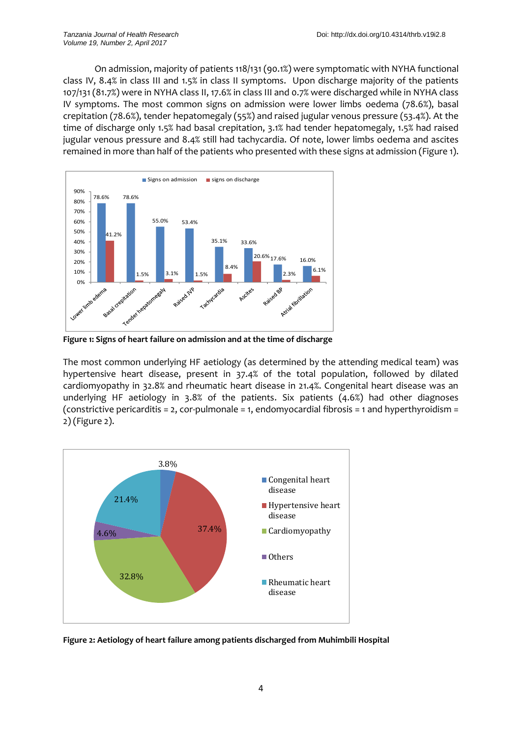On admission, majority of patients 118/131 (90.1%) were symptomatic with NYHA functional class IV, 8.4% in class III and 1.5% in class II symptoms. Upon discharge majority of the patients 107/131 (81.7%) were in NYHA class II, 17.6% in class III and 0.7% were discharged while in NYHA class IV symptoms. The most common signs on admission were lower limbs oedema (78.6%), basal crepitation (78.6%), tender hepatomegaly (55%) and raised jugular venous pressure (53.4%). At the time of discharge only 1.5% had basal crepitation, 3.1% had tender hepatomegaly, 1.5% had raised jugular venous pressure and 8.4% still had tachycardia. Of note, lower limbs oedema and ascites remained in more than half of the patients who presented with these signs at admission (Figure 1).

**Figure 1: Signs of heart failure on admission and at the time of discharge**

The most common underlying HF aetiology (as determined by the attending medical team) was hypertensive heart disease, present in 37.4% of the total population, followed by dilated cardiomyopathy in 32.8% and rheumatic heart disease in 21.4%. Congenital heart disease was an underlying HF aetiology in 3.8% of the patients. Six patients (4.6%) had other diagnoses (constrictive pericarditis = 2, cor-pulmonale = 1, endomyocardial fibrosis = 1 and hyperthyroidism = 2) (Figure 2).

**Figure 2: Aetiology of heart failure among patients discharged from Muhimbili Hospital**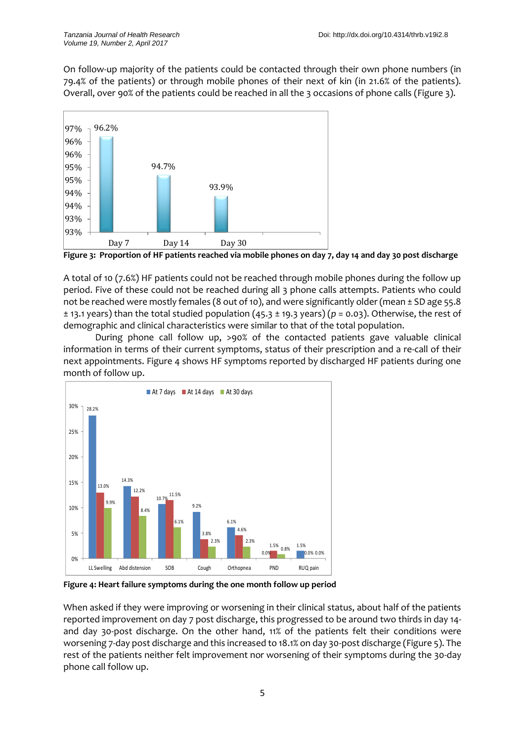On follow-up majority of the patients could be contacted through their own phone numbers (in 79.4% of the patients) or through mobile phones of their next of kin (in 21.6% of the patients). Overall, over 90% of the patients could be reached in all the 3 occasions of phone calls (Figure 3).

**Figure 3: Proportion of HF patients reached via mobile phones on day 7, day 14 and day 30 post discharge**

A total of 10 (7.6%) HF patients could not be reached through mobile phones during the follow up period. Five of these could not be reached during all 3 phone calls attempts. Patients who could not be reached were mostly females (8 out of 10), and were significantly older (mean ± SD age 55.8 ± 13.1 years) than the total studied population (45.3 ± 19.3 years) ($p = 0.03$). Otherwise, the rest of demographic and clinical characteristics were similar to that of the total population.

During phone call follow up, >90% of the contacted patients gave valuable clinical information in terms of their current symptoms, status of their prescription and a re-call of their next appointments. Figure 4 shows HF symptoms reported by discharged HF patients during one month of follow up.

**Figure 4: Heart failure symptoms during the one month follow up period**

When asked if they were improving or worsening in their clinical status, about half of the patients reported improvement on day 7 post discharge, this progressed to be around two thirds in day 14- and day 30-post discharge. On the other hand, 11% of the patients felt their conditions were worsening 7-day post discharge and this increased to 18.1% on day 30-post discharge (Figure 5). The rest of the patients neither felt improvement nor worsening of their symptoms during the 30-day phone call follow up.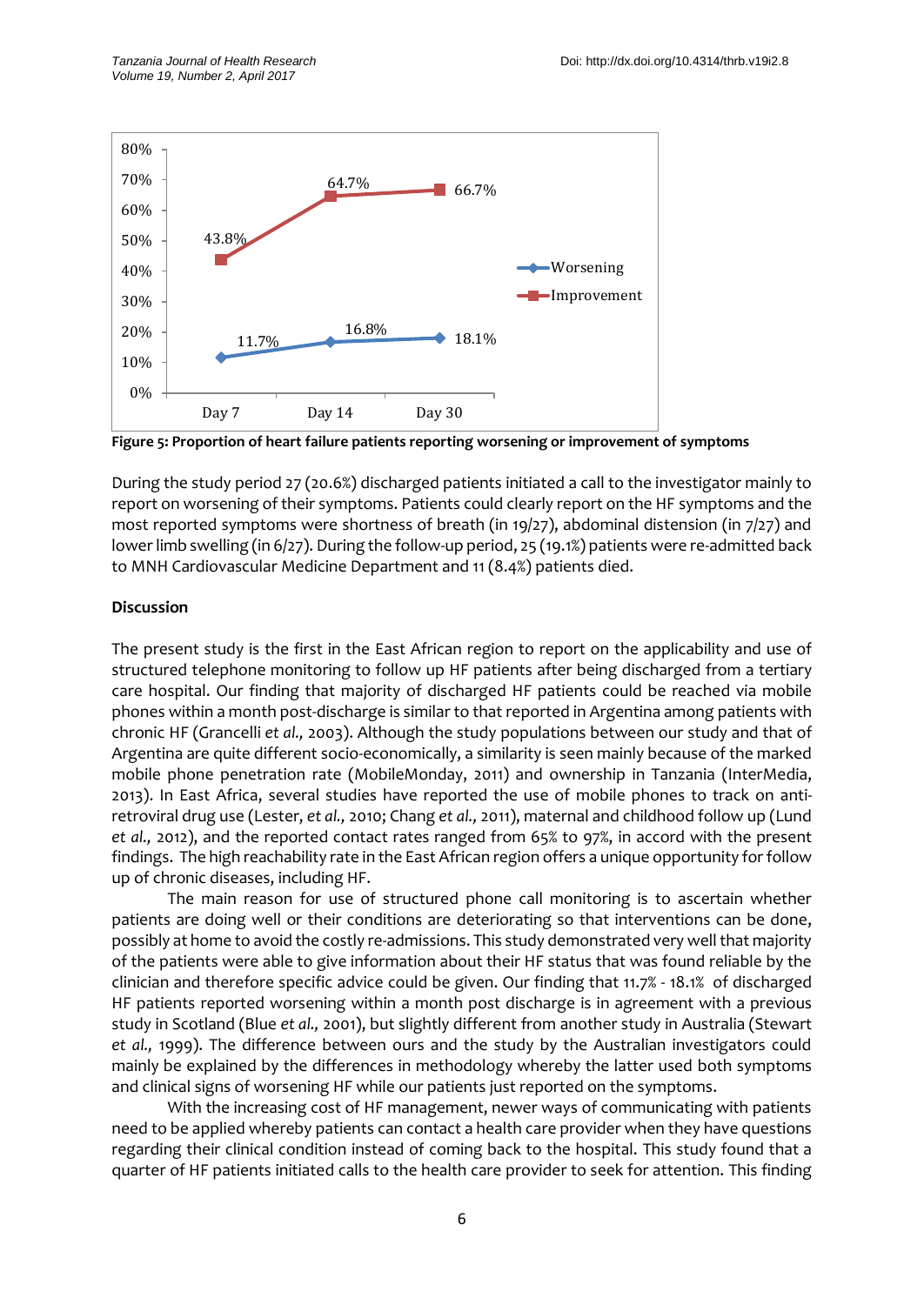Figure 5: **Proportion of heart failure patients reporting worsening or improvement of symptoms**

During the study period 27 (20.6%) discharged patients initiated a call to the investigator mainly to report on worsening of their symptoms. Patients could clearly report on the HF symptoms and the most reported symptoms were shortness of breath (in 19/27), abdominal distension (in 7/27) and lower limb swelling (in 6/27). During the follow-up period, 25 (19.1%) patients were re-admitted back to MNH Cardiovascular Medicine Department and 11 (8.4%) patients died.

## Discussion

The present study is the first in the East African region to report on the applicability and use of structured telephone monitoring to follow up HF patients after being discharged from a tertiary care hospital. Our finding that majority of discharged HF patients could be reached via mobile phones within a month post-discharge is similar to that reported in Argentina among patients with chronic HF (Grancelli *et al.,* 2003). Although the study populations between our study and that of Argentina are quite different socio-economically, a similarity is seen mainly because of the marked mobile phone penetration rate (MobileMonday, 2011) and ownership in Tanzania (InterMedia, 2013). In East Africa, several studies have reported the use of mobile phones to track on anti-retroviral drug use (Lester, *et al.,* 2010; Chang *et al.,* 2011), maternal and childhood follow up (Lund *et al.,* 2012), and the reported contact rates ranged from 65% to 97%, in accord with the present findings. The high reachability rate in the East African region offers a unique opportunity for follow up of chronic diseases, including HF.

The main reason for use of structured phone call monitoring is to ascertain whether patients are doing well or their conditions are deteriorating so that interventions can be done, possibly at home to avoid the costly re-admissions. This study demonstrated very well that majority of the patients were able to give information about their HF status that was found reliable by the clinician and therefore specific advice could be given. Our finding that 11.7% - 18.1% of discharged HF patients reported worsening within a month post discharge is in agreement with a previous study in Scotland (Blue *et al.,* 2001), but slightly different from another study in Australia (Stewart *et al.,* 1999). The difference between ours and the study by the Australian investigators could mainly be explained by the differences in methodology whereby the latter used both symptoms and clinical signs of worsening HF while our patients just reported on the symptoms.

With the increasing cost of HF management, newer ways of communicating with patients need to be applied whereby patients can contact a health care provider when they have questions regarding their clinical condition instead of coming back to the hospital. This study found that a quarter of HF patients initiated calls to the health care provider to seek for attention. This finding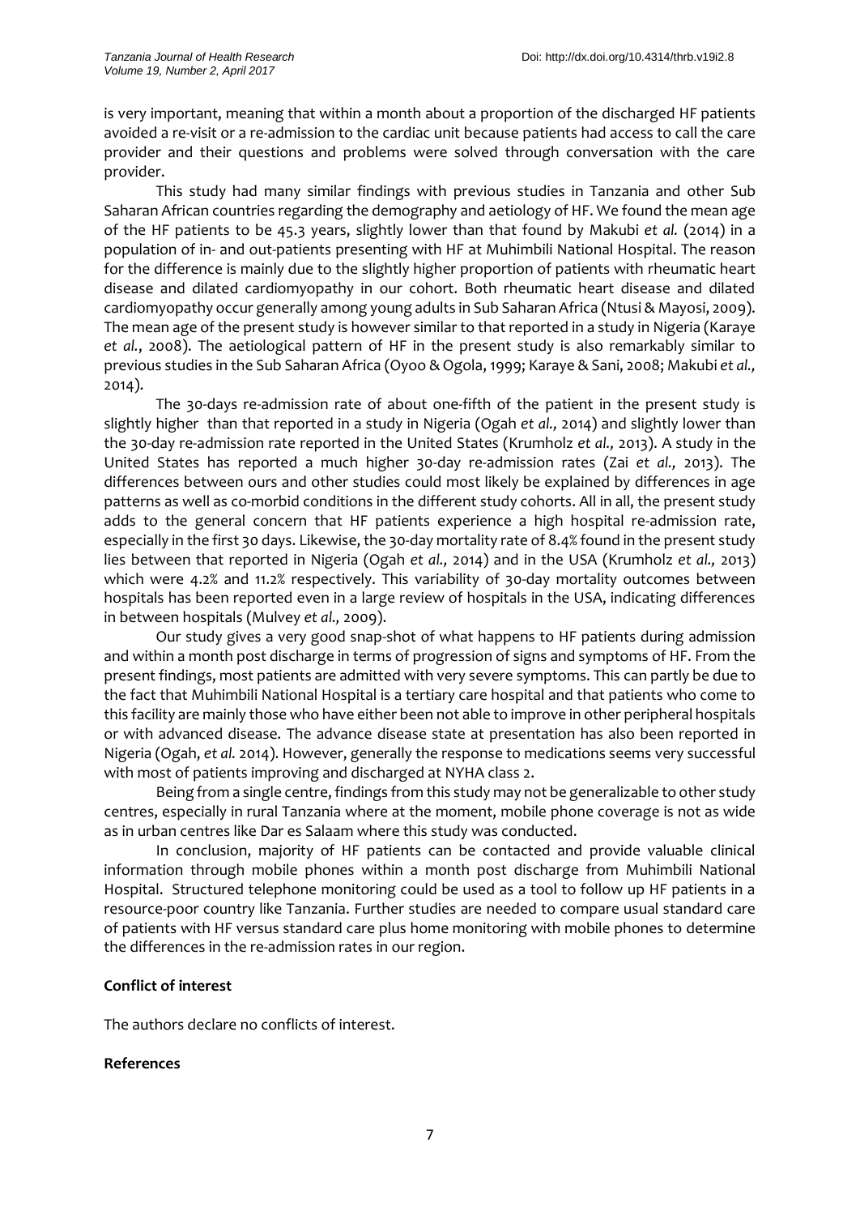is very important, meaning that within a month about a proportion of the discharged HF patients avoided a re-visit or a re-admission to the cardiac unit because patients had access to call the care provider and their questions and problems were solved through conversation with the care provider.

This study had many similar findings with previous studies in Tanzania and other Sub Saharan African countries regarding the demography and aetiology of HF. We found the mean age of the HF patients to be 45.3 years, slightly lower than that found by Makubi *et al.* (2014) in a population of in- and out-patients presenting with HF at Muhimbili National Hospital. The reason for the difference is mainly due to the slightly higher proportion of patients with rheumatic heart disease and dilated cardiomyopathy in our cohort. Both rheumatic heart disease and dilated cardiomyopathy occur generally among young adults in Sub Saharan Africa (Ntusi & Mayosi, 2009). The mean age of the present study is however similar to that reported in a study in Nigeria (Karaye *et al.*, 2008). The aetiological pattern of HF in the present study is also remarkably similar to previous studies in the Sub Saharan Africa (Oyoo & Ogola, 1999; Karaye & Sani, 2008; Makubi *et al.,* 2014).

The 30-days re-admission rate of about one-fifth of the patient in the present study is slightly higher than that reported in a study in Nigeria (Ogah *et al.,* 2014) and slightly lower than the 30-day re-admission rate reported in the United States (Krumholz *et al.,* 2013). A study in the United States has reported a much higher 30-day re-admission rates (Zai *et al.,* 2013). The differences between ours and other studies could most likely be explained by differences in age patterns as well as co-morbid conditions in the different study cohorts. All in all, the present study adds to the general concern that HF patients experience a high hospital re-admission rate, especially in the first 30 days. Likewise, the 30-day mortality rate of 8.4% found in the present study lies between that reported in Nigeria (Ogah *et al.,* 2014) and in the USA (Krumholz *et al.,* 2013) which were 4.2% and 11.2% respectively. This variability of 30-day mortality outcomes between hospitals has been reported even in a large review of hospitals in the USA, indicating differences in between hospitals (Mulvey *et al.,* 2009).

Our study gives a very good snap-shot of what happens to HF patients during admission and within a month post discharge in terms of progression of signs and symptoms of HF. From the present findings, most patients are admitted with very severe symptoms. This can partly be due to the fact that Muhimbili National Hospital is a tertiary care hospital and that patients who come to this facility are mainly those who have either been not able to improve in other peripheral hospitals or with advanced disease. The advance disease state at presentation has also been reported in Nigeria (Ogah, *et al.* 2014). However, generally the response to medications seems very successful with most of patients improving and discharged at NYHA class 2.

Being from a single centre, findings from this study may not be generalizable to other study centres, especially in rural Tanzania where at the moment, mobile phone coverage is not as wide as in urban centres like Dar es Salaam where this study was conducted.

In conclusion, majority of HF patients can be contacted and provide valuable clinical information through mobile phones within a month post discharge from Muhimbili National Hospital. Structured telephone monitoring could be used as a tool to follow up HF patients in a resource-poor country like Tanzania. Further studies are needed to compare usual standard care of patients with HF versus standard care plus home monitoring with mobile phones to determine the differences in the re-admission rates in our region.

**Conflict of interest**

The authors declare no conflicts of interest.

**References**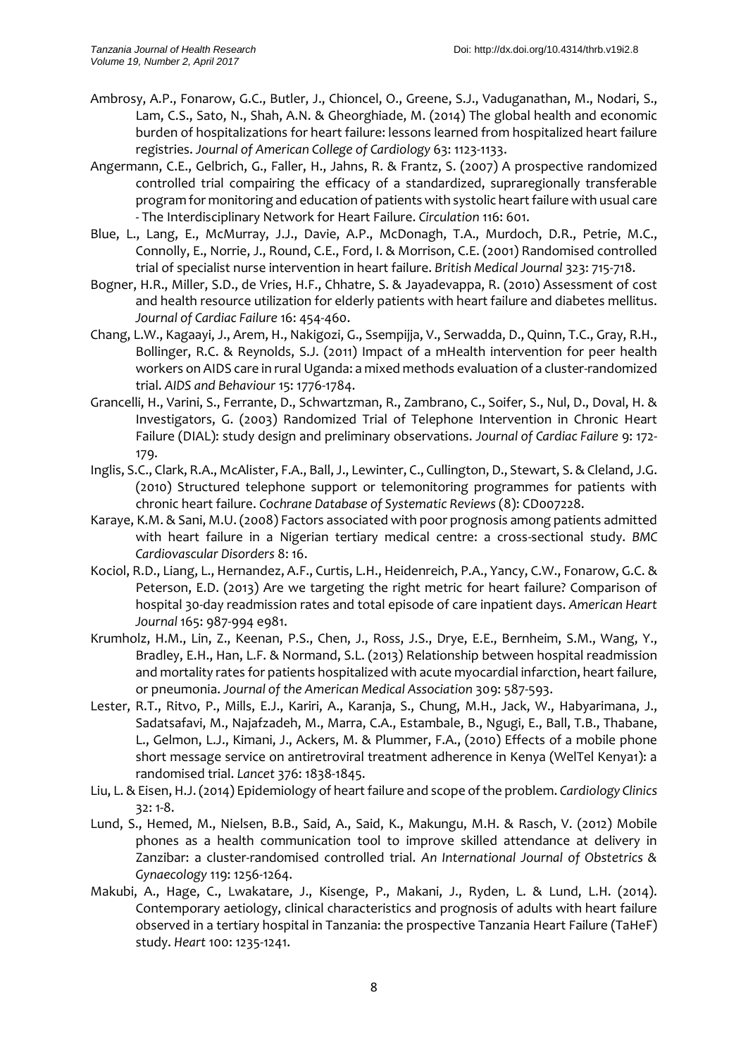Ambrosy, A.P., Fonarow, G.C., Butler, J., Chioncel, O., Greene, S.J., Vaduganathan, M., Nodari, S., Lam, C.S., Sato, N., Shah, A.N. & Gheorghiade, M. (2014) The global health and economic burden of hospitalizations for heart failure: lessons learned from hospitalized heart failure registries. *Journal of American College of Cardiology* 63: 1123-1133.

Angermann, C.E., Gelbrich, G., Faller, H., Jahns, R. & Frantz, S. (2007) A prospective randomized controlled trial compairing the efficacy of a standardized, supraregionally transferable program for monitoring and education of patients with systolic heart failure with usual care - The Interdisciplinary Network for Heart Failure. *Circulation* 116: 601.

Blue, L., Lang, E., McMurray, J.J., Davie, A.P., McDonagh, T.A., Murdoch, D.R., Petrie, M.C., Connolly, E., Norrie, J., Round, C.E., Ford, I. & Morrison, C.E. (2001) Randomised controlled trial of specialist nurse intervention in heart failure. *British Medical Journal* 323: 715-718.

Bogner, H.R., Miller, S.D., de Vries, H.F., Chhatre, S. & Jayadevappa, R. (2010) Assessment of cost and health resource utilization for elderly patients with heart failure and diabetes mellitus. *Journal of Cardiac Failure* 16: 454-460.

Chang, L.W., Kagaayi, J., Arem, H., Nakigozi, G., Ssempijja, V., Serwadda, D., Quinn, T.C., Gray, R.H., Bollinger, R.C. & Reynolds, S.J. (2011) Impact of a mHealth intervention for peer health workers on AIDS care in rural Uganda: a mixed methods evaluation of a cluster-randomized trial. *AIDS and Behaviour* 15: 1776-1784.

Grancelli, H., Varini, S., Ferrante, D., Schwartzman, R., Zambrano, C., Soifer, S., Nul, D., Doval, H. & Investigators, G. (2003) Randomized Trial of Telephone Intervention in Chronic Heart Failure (DIAL): study design and preliminary observations. *Journal of Cardiac Failure* 9: 172-179.

Inglis, S.C., Clark, R.A., McAlister, F.A., Ball, J., Lewinter, C., Cullington, D., Stewart, S. & Cleland, J.G. (2010) Structured telephone support or telemonitoring programmes for patients with chronic heart failure. *Cochrane Database of Systematic Reviews* (8): CD007228.

Karaye, K.M. & Sani, M.U. (2008) Factors associated with poor prognosis among patients admitted with heart failure in a Nigerian tertiary medical centre: a cross-sectional study. *BMC Cardiovascular Disorders* 8: 16.

Kociol, R.D., Liang, L., Hernandez, A.F., Curtis, L.H., Heidenreich, P.A., Yancy, C.W., Fonarow, G.C. & Peterson, E.D. (2013) Are we targeting the right metric for heart failure? Comparison of hospital 30-day readmission rates and total episode of care inpatient days. *American Heart Journal* 165: 987-994 e981.

Krumholz, H.M., Lin, Z., Keenan, P.S., Chen, J., Ross, J.S., Drye, E.E., Bernheim, S.M., Wang, Y., Bradley, E.H., Han, L.F. & Normand, S.L. (2013) Relationship between hospital readmission and mortality rates for patients hospitalized with acute myocardial infarction, heart failure, or pneumonia. *Journal of the American Medical Association* 309: 587-593.

Lester, R.T., Ritvo, P., Mills, E.J., Kariri, A., Karanja, S., Chung, M.H., Jack, W., Habyarimana, J., Sadatsafavi, M., Najafzadeh, M., Marra, C.A., Estambale, B., Ngugi, E., Ball, T.B., Thabane, L., Gelmon, L.J., Kimani, J., Ackers, M. & Plummer, F.A., (2010) Effects of a mobile phone short message service on antiretroviral treatment adherence in Kenya (WelTel Kenya1): a randomised trial. *Lancet* 376: 1838-1845.

Liu, L. & Eisen, H.J. (2014) Epidemiology of heart failure and scope of the problem. *Cardiology Clinics* 32: 1-8.

Lund, S., Hemed, M., Nielsen, B.B., Said, A., Said, K., Makungu, M.H. & Rasch, V. (2012) Mobile phones as a health communication tool to improve skilled attendance at delivery in Zanzibar: a cluster-randomised controlled trial. *An International Journal of Obstetrics & Gynaecology* 119: 1256-1264.

Makubi, A., Hage, C., Lwakatare, J., Kisenge, P., Makani, J., Ryden, L. & Lund, L.H. (2014). Contemporary aetiology, clinical characteristics and prognosis of adults with heart failure observed in a tertiary hospital in Tanzania: the prospective Tanzania Heart Failure (TaHeF) study. *Heart* 100: 1235-1241.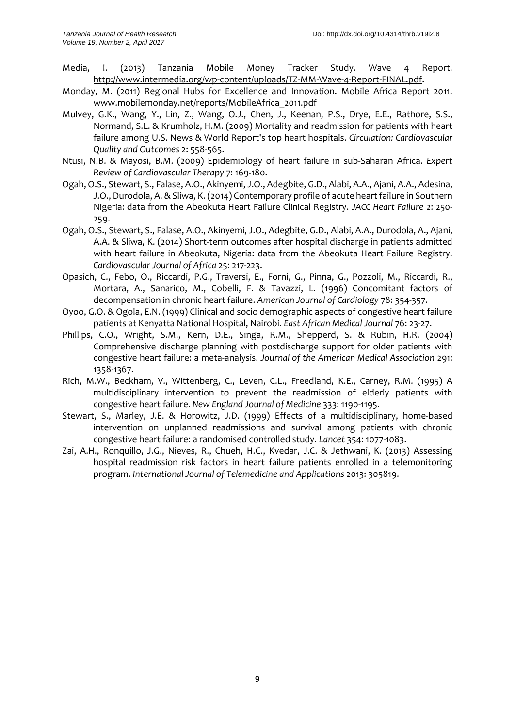Media, I. (2013) Tanzania Mobile Money Tracker Study. Wave 4 Report. http://www.intermedia.org/wp-content/uploads/TZ-MM-Wave-4-Report-FINAL.pdf.

Monday, M. (2011) Regional Hubs for Excellence and Innovation. Mobile Africa Report 2011. www.mobilemonday.net/reports/MobileAfrica_2011.pdf

Mulvey, G.K., Wang, Y., Lin, Z., Wang, O.J., Chen, J., Keenan, P.S., Drye, E.E., Rathore, S.S., Normand, S.L. & Krumholz, H.M. (2009) Mortality and readmission for patients with heart failure among U.S. News & World Report's top heart hospitals. *Circulation: Cardiovascular Quality and Outcomes* 2: 558-565.

Ntusi, N.B. & Mayosi, B.M. (2009) Epidemiology of heart failure in sub-Saharan Africa. *Expert Review of Cardiovascular Therapy* 7: 169-180.

Ogah, O.S., Stewart, S., Falase, A.O., Akinyemi, J.O., Adegbite, G.D., Alabi, A.A., Ajani, A.A., Adesina, J.O., Durodola, A. & Sliwa, K. (2014) Contemporary profile of acute heart failure in Southern Nigeria: data from the Abeokuta Heart Failure Clinical Registry. *JACC Heart Failure* 2: 250-259.

Ogah, O.S., Stewart, S., Falase, A.O., Akinyemi, J.O., Adegbite, G.D., Alabi, A.A., Durodola, A., Ajani, A.A. & Sliwa, K. (2014) Short-term outcomes after hospital discharge in patients admitted with heart failure in Abeokuta, Nigeria: data from the Abeokuta Heart Failure Registry. *Cardiovascular Journal of Africa* 25: 217-223.

Opasich, C., Febo, O., Riccardi, P.G., Traversi, E., Forni, G., Pinna, G., Pozzoli, M., Riccardi, R., Mortara, A., Sanarico, M., Cobelli, F. & Tavazzi, L. (1996) Concomitant factors of decompensation in chronic heart failure. *American Journal of Cardiology* 78: 354-357.

Oyoo, G.O. & Ogola, E.N. (1999) Clinical and socio demographic aspects of congestive heart failure patients at Kenyatta National Hospital, Nairobi. *East African Medical Journal* 76: 23-27.

Phillips, C.O., Wright, S.M., Kern, D.E., Singa, R.M., Shepperd, S. & Rubin, H.R. (2004) Comprehensive discharge planning with postdischarge support for older patients with congestive heart failure: a meta-analysis. *Journal of the American Medical Association* 291: 1358-1367.

Rich, M.W., Beckham, V., Wittenberg, C., Leven, C.L., Freedland, K.E., Carney, R.M. (1995) A multidisciplinary intervention to prevent the readmission of elderly patients with congestive heart failure. *New England Journal of Medicine* 333: 1190-1195.

Stewart, S., Marley, J.E. & Horowitz, J.D. (1999) Effects of a multidisciplinary, home-based intervention on unplanned readmissions and survival among patients with chronic congestive heart failure: a randomised controlled study. *Lancet* 354: 1077-1083.

Zai, A.H., Ronquillo, J.G., Nieves, R., Chueh, H.C., Kvedar, J.C. & Jethwani, K. (2013) Assessing hospital readmission risk factors in heart failure patients enrolled in a telemonitoring program. *International Journal of Telemedicine and Applications* 2013: 305819.